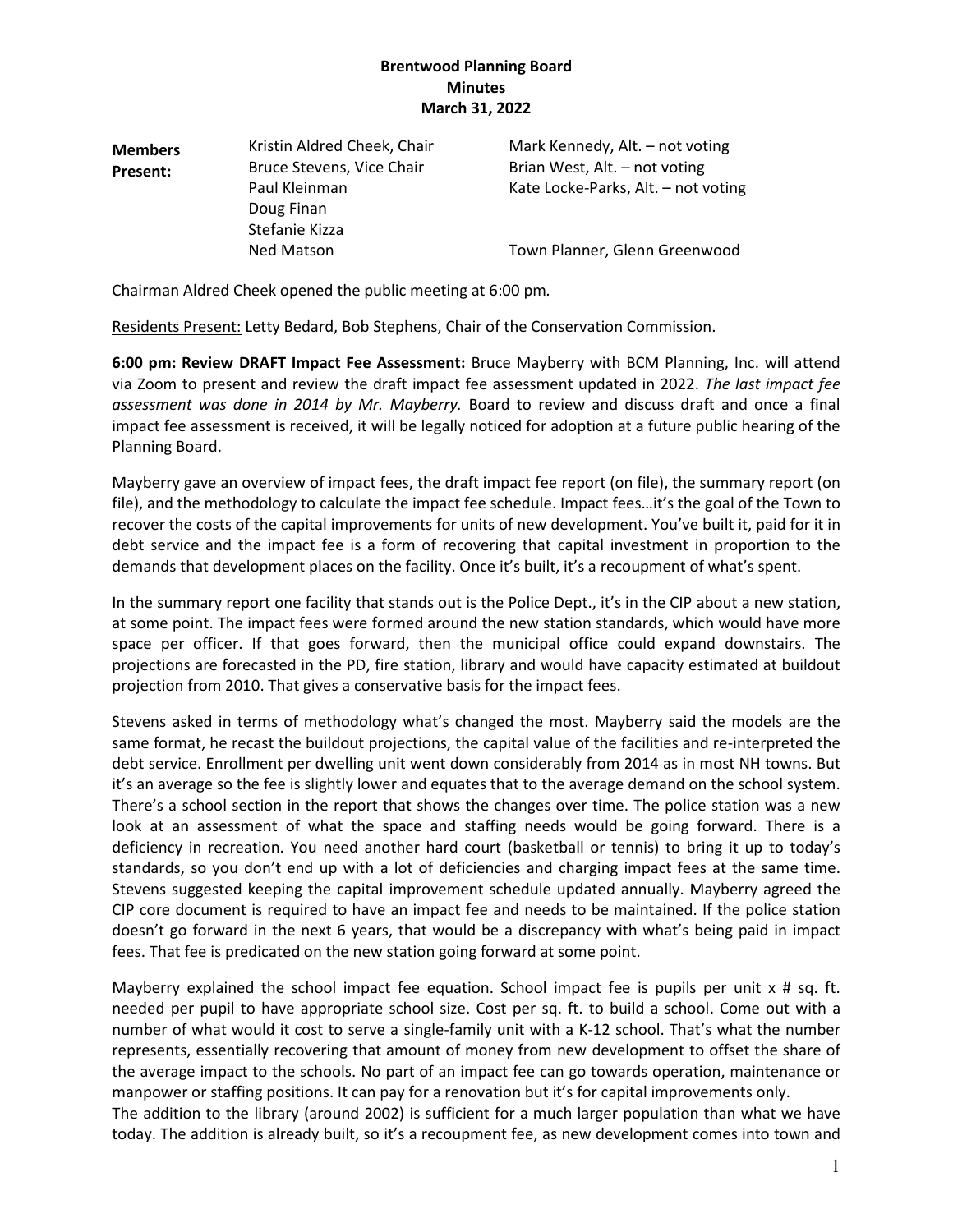**Brentwood Planning Board**
**Minutes**
**March 31, 2022**

| **Members Present:** | | |
|---|---|---|
| | Kristin Aldred Cheek, Chair | Mark Kennedy, Alt. – not voting |
| | Bruce Stevens, Vice Chair | Brian West, Alt. – not voting |
| | Paul Kleinman | Kate Locke-Parks, Alt. – not voting |
| | Doug Finan | |
| | Stefanie Kizza | |
| | Ned Matson | Town Planner, Glenn Greenwood |

Chairman Aldred Cheek opened the public meeting at 6:00 pm.

Residents Present: Letty Bedard, Bob Stephens, Chair of the Conservation Commission.

**6:00 pm: Review DRAFT Impact Fee Assessment:** Bruce Mayberry with BCM Planning, Inc. will attend via Zoom to present and review the draft impact fee assessment updated in 2022. *The last impact fee assessment was done in 2014 by Mr. Mayberry.* Board to review and discuss draft and once a final impact fee assessment is received, it will be legally noticed for adoption at a future public hearing of the Planning Board.

Mayberry gave an overview of impact fees, the draft impact fee report (on file), the summary report (on file), and the methodology to calculate the impact fee schedule. Impact fees…it's the goal of the Town to recover the costs of the capital improvements for units of new development. You've built it, paid for it in debt service and the impact fee is a form of recovering that capital investment in proportion to the demands that development places on the facility. Once it's built, it's a recoupment of what's spent.

In the summary report one facility that stands out is the Police Dept., it's in the CIP about a new station, at some point. The impact fees were formed around the new station standards, which would have more space per officer. If that goes forward, then the municipal office could expand downstairs. The projections are forecasted in the PD, fire station, library and would have capacity estimated at buildout projection from 2010. That gives a conservative basis for the impact fees.

Stevens asked in terms of methodology what's changed the most. Mayberry said the models are the same format, he recast the buildout projections, the capital value of the facilities and re-interpreted the debt service. Enrollment per dwelling unit went down considerably from 2014 as in most NH towns. But it's an average so the fee is slightly lower and equates that to the average demand on the school system. There's a school section in the report that shows the changes over time. The police station was a new look at an assessment of what the space and staffing needs would be going forward. There is a deficiency in recreation. You need another hard court (basketball or tennis) to bring it up to today's standards, so you don't end up with a lot of deficiencies and charging impact fees at the same time. Stevens suggested keeping the capital improvement schedule updated annually. Mayberry agreed the CIP core document is required to have an impact fee and needs to be maintained. If the police station doesn't go forward in the next 6 years, that would be a discrepancy with what's being paid in impact fees. That fee is predicated on the new station going forward at some point.

Mayberry explained the school impact fee equation. School impact fee is pupils per unit x # sq. ft. needed per pupil to have appropriate school size. Cost per sq. ft. to build a school. Come out with a number of what would it cost to serve a single-family unit with a K-12 school. That's what the number represents, essentially recovering that amount of money from new development to offset the share of the average impact to the schools. No part of an impact fee can go towards operation, maintenance or manpower or staffing positions. It can pay for a renovation but it's for capital improvements only.
The addition to the library (around 2002) is sufficient for a much larger population than what we have today. The addition is already built, so it's a recoupment fee, as new development comes into town and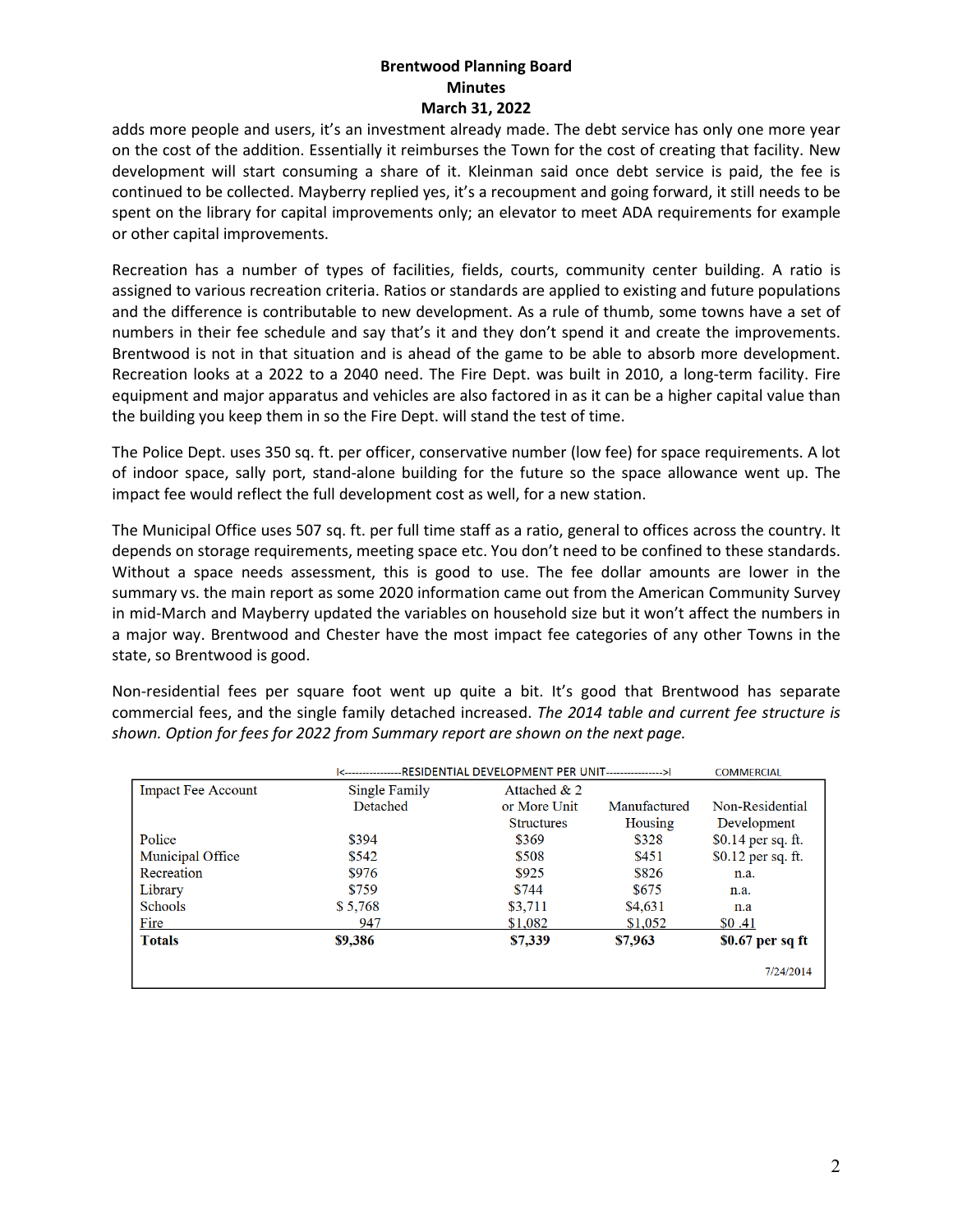adds more people and users, it's an investment already made. The debt service has only one more year on the cost of the addition. Essentially it reimburses the Town for the cost of creating that facility. New development will start consuming a share of it. Kleinman said once debt service is paid, the fee is continued to be collected. Mayberry replied yes, it's a recoupment and going forward, it still needs to be spent on the library for capital improvements only; an elevator to meet ADA requirements for example or other capital improvements.

Recreation has a number of types of facilities, fields, courts, community center building. A ratio is assigned to various recreation criteria. Ratios or standards are applied to existing and future populations and the difference is contributable to new development. As a rule of thumb, some towns have a set of numbers in their fee schedule and say that's it and they don't spend it and create the improvements. Brentwood is not in that situation and is ahead of the game to be able to absorb more development. Recreation looks at a 2022 to a 2040 need. The Fire Dept. was built in 2010, a long-term facility. Fire equipment and major apparatus and vehicles are also factored in as it can be a higher capital value than the building you keep them in so the Fire Dept. will stand the test of time.

The Police Dept. uses 350 sq. ft. per officer, conservative number (low fee) for space requirements. A lot of indoor space, sally port, stand-alone building for the future so the space allowance went up. The impact fee would reflect the full development cost as well, for a new station.

The Municipal Office uses 507 sq. ft. per full time staff as a ratio, general to offices across the country. It depends on storage requirements, meeting space etc. You don't need to be confined to these standards. Without a space needs assessment, this is good to use. The fee dollar amounts are lower in the summary vs. the main report as some 2020 information came out from the American Community Survey in mid-March and Mayberry updated the variables on household size but it won't affect the numbers in a major way. Brentwood and Chester have the most impact fee categories of any other Towns in the state, so Brentwood is good.

Non-residential fees per square foot went up quite a bit. It's good that Brentwood has separate commercial fees, and the single family detached increased. *The 2014 table and current fee structure is shown. Option for fees for 2022 from Summary report are shown on the next page.*

| | RESIDENTIAL DEVELOPMENT PER UNIT | | | COMMERCIAL |
|---|---|---|---|---|
| Impact Fee Account | Single Family Detached | Attached & 2 or More Unit Structures | Manufactured Housing | Non-Residential Development |
| Police | $394 | $369 | $328 | $0.14 per sq. ft. |
| Municipal Office | $542 | $508 | $451 | $0.12 per sq. ft. |
| Recreation | $976 | $925 | $826 | n.a. |
| Library | $759 | $744 | $675 | n.a. |
| Schools | $ 5,768 | $3,711 | $4,631 | n.a |
| Fire | 947 | $1,082 | $1,052 | $0 .41 |
| **Totals** | **$9,386** | **$7,339** | **$7,963** | **$0.67 per sq ft** |

7/24/2014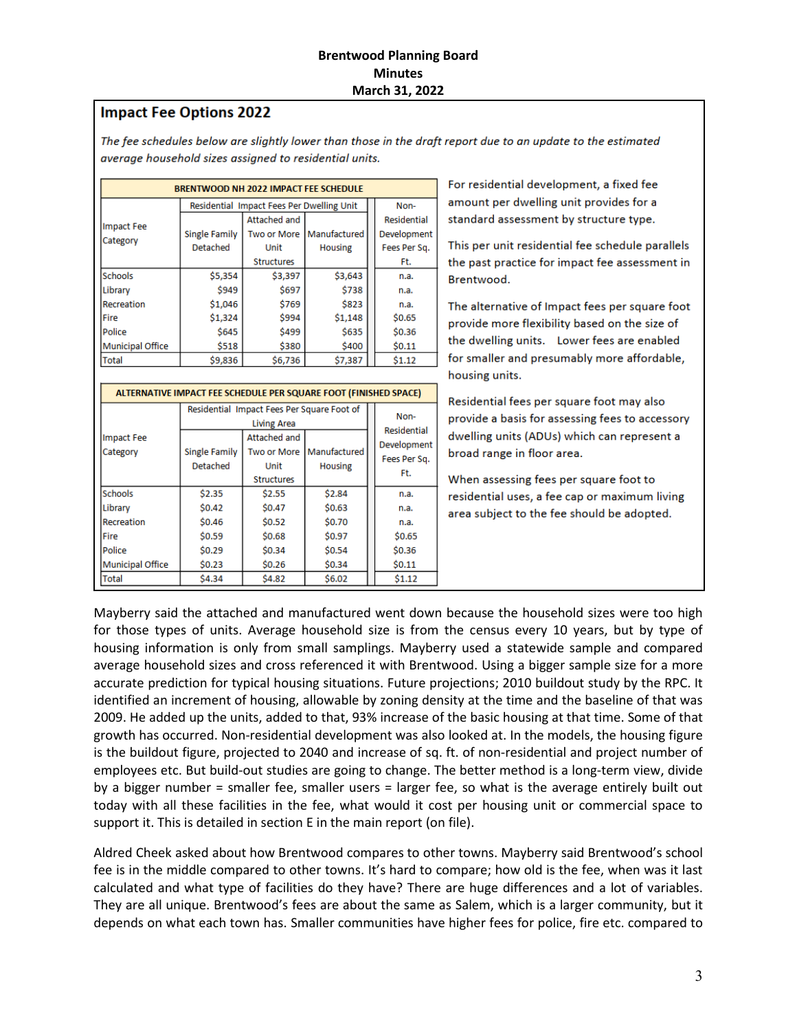**Brentwood Planning Board**
**Minutes**
**March 31, 2022**

## Impact Fee Options 2022

*The fee schedules below are slightly lower than those in the draft report due to an update to the estimated average household sizes assigned to residential units.*

| BRENTWOOD NH 2022 IMPACT FEE SCHEDULE | | | | |
|---|---|---|---|---|
| Impact Fee Category | Residential Impact Fees Per Dwelling Unit | | | Non-Residential Development Fees Per Sq. Ft. |
| | Single Family Detached | Attached and Two or More Unit Structures | Manufactured Housing | |
| Schools | $5,354 | $3,397 | $3,643 | n.a. |
| Library | $949 | $697 | $738 | n.a. |
| Recreation | $1,046 | $769 | $823 | n.a. |
| Fire | $1,324 | $994 | $1,148 | $0.65 |
| Police | $645 | $499 | $635 | $0.36 |
| Municipal Office | $518 | $380 | $400 | $0.11 |
| Total | $9,836 | $6,736 | $7,387 | $1.12 |

| ALTERNATIVE IMPACT FEE SCHEDULE PER SQUARE FOOT (FINISHED SPACE) | | | | |
|---|---|---|---|---|
| Impact Fee Category | Residential Impact Fees Per Square Foot of Living Area | | | Non-Residential Development Fees Per Sq. Ft. |
| | Single Family Detached | Attached and Two or More Unit Structures | Manufactured Housing | |
| Schools | $2.35 | $2.55 | $2.84 | n.a. |
| Library | $0.42 | $0.47 | $0.63 | n.a. |
| Recreation | $0.46 | $0.52 | $0.70 | n.a. |
| Fire | $0.59 | $0.68 | $0.97 | $0.65 |
| Police | $0.29 | $0.34 | $0.54 | $0.36 |
| Municipal Office | $0.23 | $0.26 | $0.34 | $0.11 |
| Total | $4.34 | $4.82 | $6.02 | $1.12 |

For residential development, a fixed fee amount per dwelling unit provides for a standard assessment by structure type.

This per unit residential fee schedule parallels the past practice for impact fee assessment in Brentwood.

The alternative of Impact fees per square foot provide more flexibility based on the size of the dwelling units. Lower fees are enabled for smaller and presumably more affordable, housing units.

Residential fees per square foot may also provide a basis for assessing fees to accessory dwelling units (ADUs) which can represent a broad range in floor area.

When assessing fees per square foot to residential uses, a fee cap or maximum living area subject to the fee should be adopted.

Mayberry said the attached and manufactured went down because the household sizes were too high for those types of units. Average household size is from the census every 10 years, but by type of housing information is only from small samplings. Mayberry used a statewide sample and compared average household sizes and cross referenced it with Brentwood. Using a bigger sample size for a more accurate prediction for typical housing situations. Future projections; 2010 buildout study by the RPC. It identified an increment of housing, allowable by zoning density at the time and the baseline of that was 2009. He added up the units, added to that, 93% increase of the basic housing at that time. Some of that growth has occurred. Non-residential development was also looked at. In the models, the housing figure is the buildout figure, projected to 2040 and increase of sq. ft. of non-residential and project number of employees etc. But build-out studies are going to change. The better method is a long-term view, divide by a bigger number = smaller fee, smaller users = larger fee, so what is the average entirely built out today with all these facilities in the fee, what would it cost per housing unit or commercial space to support it. This is detailed in section E in the main report (on file).

Aldred Cheek asked about how Brentwood compares to other towns. Mayberry said Brentwood's school fee is in the middle compared to other towns. It's hard to compare; how old is the fee, when was it last calculated and what type of facilities do they have? There are huge differences and a lot of variables. They are all unique. Brentwood's fees are about the same as Salem, which is a larger community, but it depends on what each town has. Smaller communities have higher fees for police, fire etc. compared to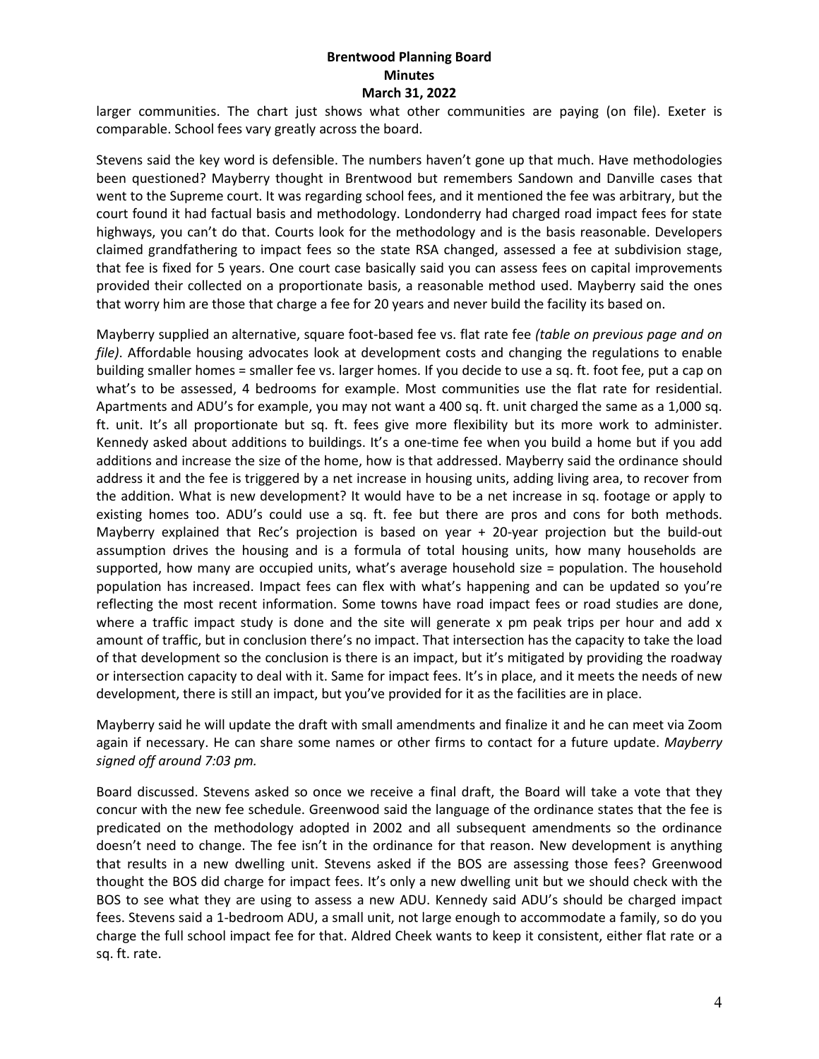larger communities. The chart just shows what other communities are paying (on file). Exeter is comparable. School fees vary greatly across the board.

Stevens said the key word is defensible. The numbers haven't gone up that much. Have methodologies been questioned? Mayberry thought in Brentwood but remembers Sandown and Danville cases that went to the Supreme court. It was regarding school fees, and it mentioned the fee was arbitrary, but the court found it had factual basis and methodology. Londonderry had charged road impact fees for state highways, you can't do that. Courts look for the methodology and is the basis reasonable. Developers claimed grandfathering to impact fees so the state RSA changed, assessed a fee at subdivision stage, that fee is fixed for 5 years. One court case basically said you can assess fees on capital improvements provided their collected on a proportionate basis, a reasonable method used. Mayberry said the ones that worry him are those that charge a fee for 20 years and never build the facility its based on.

Mayberry supplied an alternative, square foot-based fee vs. flat rate fee *(table on previous page and on file)*. Affordable housing advocates look at development costs and changing the regulations to enable building smaller homes = smaller fee vs. larger homes. If you decide to use a sq. ft. foot fee, put a cap on what's to be assessed, 4 bedrooms for example. Most communities use the flat rate for residential. Apartments and ADU's for example, you may not want a 400 sq. ft. unit charged the same as a 1,000 sq. ft. unit. It's all proportionate but sq. ft. fees give more flexibility but its more work to administer. Kennedy asked about additions to buildings. It's a one-time fee when you build a home but if you add additions and increase the size of the home, how is that addressed. Mayberry said the ordinance should address it and the fee is triggered by a net increase in housing units, adding living area, to recover from the addition. What is new development? It would have to be a net increase in sq. footage or apply to existing homes too. ADU's could use a sq. ft. fee but there are pros and cons for both methods. Mayberry explained that Rec's projection is based on year + 20-year projection but the build-out assumption drives the housing and is a formula of total housing units, how many households are supported, how many are occupied units, what's average household size = population. The household population has increased. Impact fees can flex with what's happening and can be updated so you're reflecting the most recent information. Some towns have road impact fees or road studies are done, where a traffic impact study is done and the site will generate x pm peak trips per hour and add x amount of traffic, but in conclusion there's no impact. That intersection has the capacity to take the load of that development so the conclusion is there is an impact, but it's mitigated by providing the roadway or intersection capacity to deal with it. Same for impact fees. It's in place, and it meets the needs of new development, there is still an impact, but you've provided for it as the facilities are in place.

Mayberry said he will update the draft with small amendments and finalize it and he can meet via Zoom again if necessary. He can share some names or other firms to contact for a future update. *Mayberry signed off around 7:03 pm.*

Board discussed. Stevens asked so once we receive a final draft, the Board will take a vote that they concur with the new fee schedule. Greenwood said the language of the ordinance states that the fee is predicated on the methodology adopted in 2002 and all subsequent amendments so the ordinance doesn't need to change. The fee isn't in the ordinance for that reason. New development is anything that results in a new dwelling unit. Stevens asked if the BOS are assessing those fees? Greenwood thought the BOS did charge for impact fees. It's only a new dwelling unit but we should check with the BOS to see what they are using to assess a new ADU. Kennedy said ADU's should be charged impact fees. Stevens said a 1-bedroom ADU, a small unit, not large enough to accommodate a family, so do you charge the full school impact fee for that. Aldred Cheek wants to keep it consistent, either flat rate or a sq. ft. rate.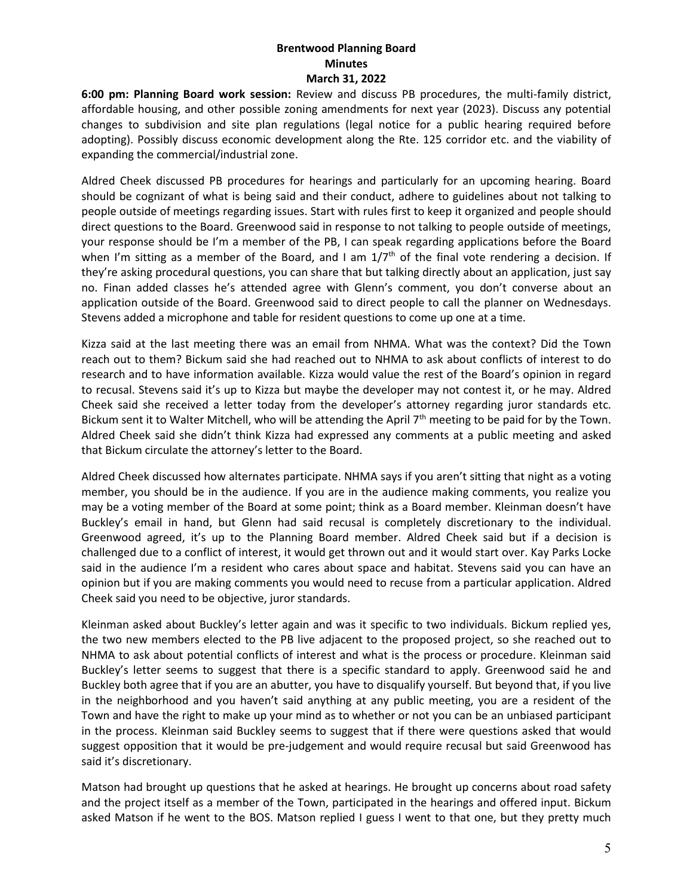**Brentwood Planning Board**
**Minutes**
**March 31, 2022**

**6:00 pm: Planning Board work session:** Review and discuss PB procedures, the multi-family district, affordable housing, and other possible zoning amendments for next year (2023). Discuss any potential changes to subdivision and site plan regulations (legal notice for a public hearing required before adopting). Possibly discuss economic development along the Rte. 125 corridor etc. and the viability of expanding the commercial/industrial zone.

Aldred Cheek discussed PB procedures for hearings and particularly for an upcoming hearing. Board should be cognizant of what is being said and their conduct, adhere to guidelines about not talking to people outside of meetings regarding issues. Start with rules first to keep it organized and people should direct questions to the Board. Greenwood said in response to not talking to people outside of meetings, your response should be I'm a member of the PB, I can speak regarding applications before the Board when I'm sitting as a member of the Board, and I am 1/7th of the final vote rendering a decision. If they're asking procedural questions, you can share that but talking directly about an application, just say no. Finan added classes he's attended agree with Glenn's comment, you don't converse about an application outside of the Board. Greenwood said to direct people to call the planner on Wednesdays. Stevens added a microphone and table for resident questions to come up one at a time.

Kizza said at the last meeting there was an email from NHMA. What was the context? Did the Town reach out to them? Bickum said she had reached out to NHMA to ask about conflicts of interest to do research and to have information available. Kizza would value the rest of the Board's opinion in regard to recusal. Stevens said it's up to Kizza but maybe the developer may not contest it, or he may. Aldred Cheek said she received a letter today from the developer's attorney regarding juror standards etc. Bickum sent it to Walter Mitchell, who will be attending the April 7th meeting to be paid for by the Town. Aldred Cheek said she didn't think Kizza had expressed any comments at a public meeting and asked that Bickum circulate the attorney's letter to the Board.

Aldred Cheek discussed how alternates participate. NHMA says if you aren't sitting that night as a voting member, you should be in the audience. If you are in the audience making comments, you realize you may be a voting member of the Board at some point; think as a Board member. Kleinman doesn't have Buckley's email in hand, but Glenn had said recusal is completely discretionary to the individual. Greenwood agreed, it's up to the Planning Board member. Aldred Cheek said but if a decision is challenged due to a conflict of interest, it would get thrown out and it would start over. Kay Parks Locke said in the audience I'm a resident who cares about space and habitat. Stevens said you can have an opinion but if you are making comments you would need to recuse from a particular application. Aldred Cheek said you need to be objective, juror standards.

Kleinman asked about Buckley's letter again and was it specific to two individuals. Bickum replied yes, the two new members elected to the PB live adjacent to the proposed project, so she reached out to NHMA to ask about potential conflicts of interest and what is the process or procedure. Kleinman said Buckley's letter seems to suggest that there is a specific standard to apply. Greenwood said he and Buckley both agree that if you are an abutter, you have to disqualify yourself. But beyond that, if you live in the neighborhood and you haven't said anything at any public meeting, you are a resident of the Town and have the right to make up your mind as to whether or not you can be an unbiased participant in the process. Kleinman said Buckley seems to suggest that if there were questions asked that would suggest opposition that it would be pre-judgement and would require recusal but said Greenwood has said it's discretionary.

Matson had brought up questions that he asked at hearings. He brought up concerns about road safety and the project itself as a member of the Town, participated in the hearings and offered input. Bickum asked Matson if he went to the BOS. Matson replied I guess I went to that one, but they pretty much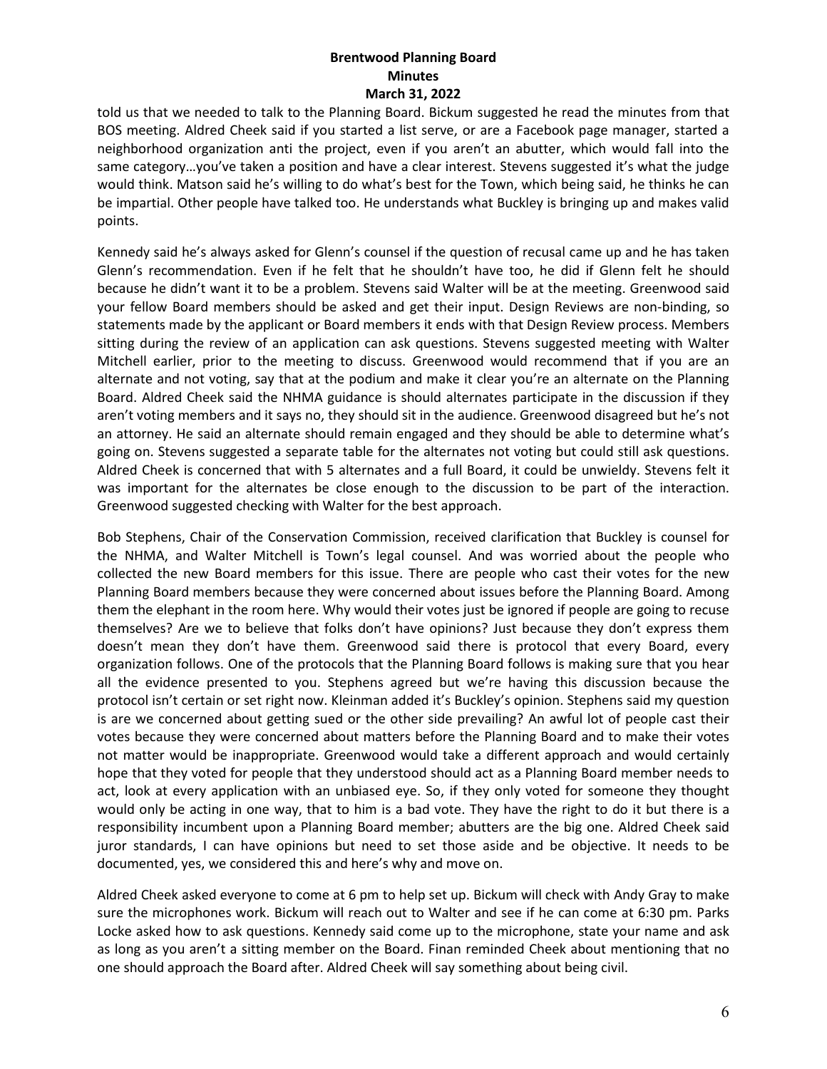told us that we needed to talk to the Planning Board. Bickum suggested he read the minutes from that BOS meeting. Aldred Cheek said if you started a list serve, or are a Facebook page manager, started a neighborhood organization anti the project, even if you aren't an abutter, which would fall into the same category…you've taken a position and have a clear interest. Stevens suggested it's what the judge would think. Matson said he's willing to do what's best for the Town, which being said, he thinks he can be impartial. Other people have talked too. He understands what Buckley is bringing up and makes valid points.

Kennedy said he's always asked for Glenn's counsel if the question of recusal came up and he has taken Glenn's recommendation. Even if he felt that he shouldn't have too, he did if Glenn felt he should because he didn't want it to be a problem. Stevens said Walter will be at the meeting. Greenwood said your fellow Board members should be asked and get their input. Design Reviews are non-binding, so statements made by the applicant or Board members it ends with that Design Review process. Members sitting during the review of an application can ask questions. Stevens suggested meeting with Walter Mitchell earlier, prior to the meeting to discuss. Greenwood would recommend that if you are an alternate and not voting, say that at the podium and make it clear you're an alternate on the Planning Board. Aldred Cheek said the NHMA guidance is should alternates participate in the discussion if they aren't voting members and it says no, they should sit in the audience. Greenwood disagreed but he's not an attorney. He said an alternate should remain engaged and they should be able to determine what's going on. Stevens suggested a separate table for the alternates not voting but could still ask questions. Aldred Cheek is concerned that with 5 alternates and a full Board, it could be unwieldy. Stevens felt it was important for the alternates be close enough to the discussion to be part of the interaction. Greenwood suggested checking with Walter for the best approach.

Bob Stephens, Chair of the Conservation Commission, received clarification that Buckley is counsel for the NHMA, and Walter Mitchell is Town's legal counsel. And was worried about the people who collected the new Board members for this issue. There are people who cast their votes for the new Planning Board members because they were concerned about issues before the Planning Board. Among them the elephant in the room here. Why would their votes just be ignored if people are going to recuse themselves? Are we to believe that folks don't have opinions? Just because they don't express them doesn't mean they don't have them. Greenwood said there is protocol that every Board, every organization follows. One of the protocols that the Planning Board follows is making sure that you hear all the evidence presented to you. Stephens agreed but we're having this discussion because the protocol isn't certain or set right now. Kleinman added it's Buckley's opinion. Stephens said my question is are we concerned about getting sued or the other side prevailing? An awful lot of people cast their votes because they were concerned about matters before the Planning Board and to make their votes not matter would be inappropriate. Greenwood would take a different approach and would certainly hope that they voted for people that they understood should act as a Planning Board member needs to act, look at every application with an unbiased eye. So, if they only voted for someone they thought would only be acting in one way, that to him is a bad vote. They have the right to do it but there is a responsibility incumbent upon a Planning Board member; abutters are the big one. Aldred Cheek said juror standards, I can have opinions but need to set those aside and be objective. It needs to be documented, yes, we considered this and here's why and move on.

Aldred Cheek asked everyone to come at 6 pm to help set up. Bickum will check with Andy Gray to make sure the microphones work. Bickum will reach out to Walter and see if he can come at 6:30 pm. Parks Locke asked how to ask questions. Kennedy said come up to the microphone, state your name and ask as long as you aren't a sitting member on the Board. Finan reminded Cheek about mentioning that no one should approach the Board after. Aldred Cheek will say something about being civil.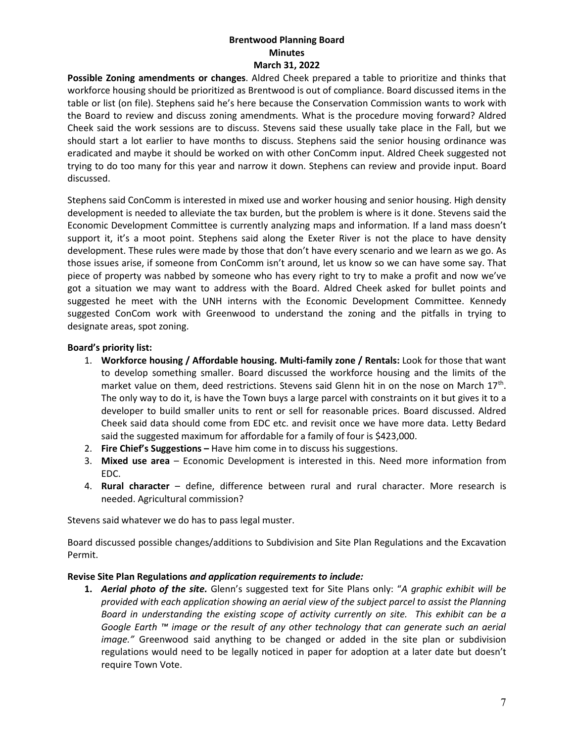**Brentwood Planning Board**
**Minutes**
**March 31, 2022**

**Possible Zoning amendments or changes**. Aldred Cheek prepared a table to prioritize and thinks that workforce housing should be prioritized as Brentwood is out of compliance. Board discussed items in the table or list (on file). Stephens said he's here because the Conservation Commission wants to work with the Board to review and discuss zoning amendments. What is the procedure moving forward? Aldred Cheek said the work sessions are to discuss. Stevens said these usually take place in the Fall, but we should start a lot earlier to have months to discuss. Stephens said the senior housing ordinance was eradicated and maybe it should be worked on with other ConComm input. Aldred Cheek suggested not trying to do too many for this year and narrow it down. Stephens can review and provide input. Board discussed.

Stephens said ConComm is interested in mixed use and worker housing and senior housing. High density development is needed to alleviate the tax burden, but the problem is where is it done. Stevens said the Economic Development Committee is currently analyzing maps and information. If a land mass doesn't support it, it's a moot point. Stephens said along the Exeter River is not the place to have density development. These rules were made by those that don't have every scenario and we learn as we go. As those issues arise, if someone from ConComm isn't around, let us know so we can have some say. That piece of property was nabbed by someone who has every right to try to make a profit and now we've got a situation we may want to address with the Board. Aldred Cheek asked for bullet points and suggested he meet with the UNH interns with the Economic Development Committee. Kennedy suggested ConCom work with Greenwood to understand the zoning and the pitfalls in trying to designate areas, spot zoning.

**Board's priority list:**

1. **Workforce housing / Affordable housing. Multi-family zone / Rentals:** Look for those that want to develop something smaller. Board discussed the workforce housing and the limits of the market value on them, deed restrictions. Stevens said Glenn hit in on the nose on March 17th. The only way to do it, is have the Town buys a large parcel with constraints on it but gives it to a developer to build smaller units to rent or sell for reasonable prices. Board discussed. Aldred Cheek said data should come from EDC etc. and revisit once we have more data. Letty Bedard said the suggested maximum for affordable for a family of four is $423,000.
2. **Fire Chief's Suggestions –** Have him come in to discuss his suggestions.
3. **Mixed use area** – Economic Development is interested in this. Need more information from EDC.
4. **Rural character** – define, difference between rural and rural character. More research is needed. Agricultural commission?

Stevens said whatever we do has to pass legal muster.

Board discussed possible changes/additions to Subdivision and Site Plan Regulations and the Excavation Permit.

**Revise Site Plan Regulations** ***and application requirements to include:***

1. ***Aerial photo of the site.*** Glenn's suggested text for Site Plans only: "*A graphic exhibit will be provided with each application showing an aerial view of the subject parcel to assist the Planning Board in understanding the existing scope of activity currently on site. This exhibit can be a Google Earth ™ image or the result of any other technology that can generate such an aerial image."* Greenwood said anything to be changed or added in the site plan or subdivision regulations would need to be legally noticed in paper for adoption at a later date but doesn't require Town Vote.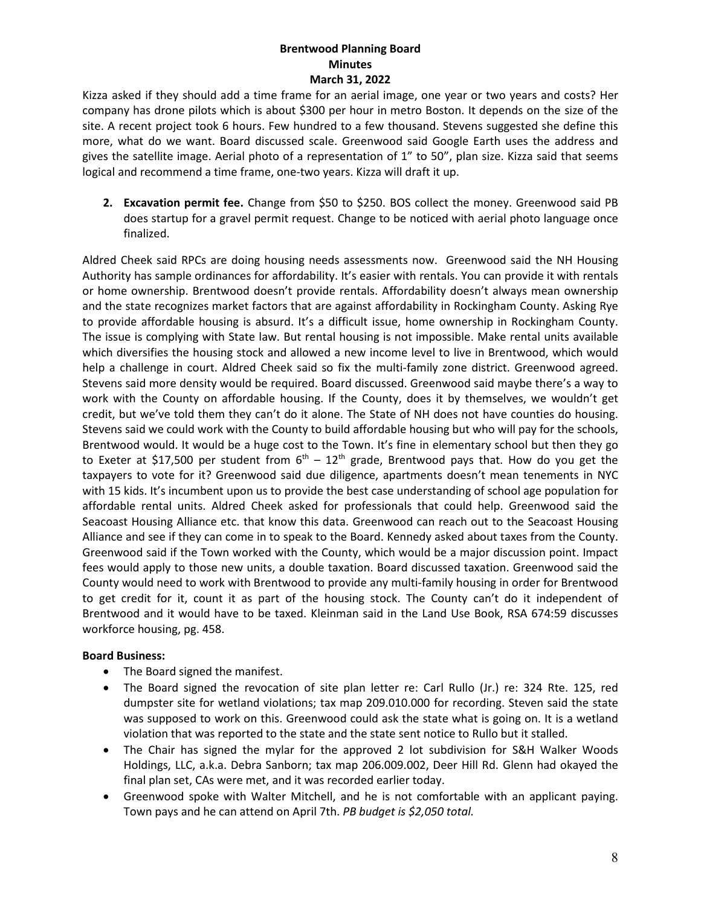**Brentwood Planning Board**
**Minutes**
**March 31, 2022**

Kizza asked if they should add a time frame for an aerial image, one year or two years and costs? Her company has drone pilots which is about $300 per hour in metro Boston. It depends on the size of the site. A recent project took 6 hours. Few hundred to a few thousand. Stevens suggested she define this more, what do we want. Board discussed scale. Greenwood said Google Earth uses the address and gives the satellite image. Aerial photo of a representation of 1" to 50", plan size. Kizza said that seems logical and recommend a time frame, one-two years. Kizza will draft it up.

2. **Excavation permit fee.** Change from $50 to $250. BOS collect the money. Greenwood said PB does startup for a gravel permit request. Change to be noticed with aerial photo language once finalized.

Aldred Cheek said RPCs are doing housing needs assessments now. Greenwood said the NH Housing Authority has sample ordinances for affordability. It's easier with rentals. You can provide it with rentals or home ownership. Brentwood doesn't provide rentals. Affordability doesn't always mean ownership and the state recognizes market factors that are against affordability in Rockingham County. Asking Rye to provide affordable housing is absurd. It's a difficult issue, home ownership in Rockingham County. The issue is complying with State law. But rental housing is not impossible. Make rental units available which diversifies the housing stock and allowed a new income level to live in Brentwood, which would help a challenge in court. Aldred Cheek said so fix the multi-family zone district. Greenwood agreed. Stevens said more density would be required. Board discussed. Greenwood said maybe there's a way to work with the County on affordable housing. If the County, does it by themselves, we wouldn't get credit, but we've told them they can't do it alone. The State of NH does not have counties do housing. Stevens said we could work with the County to build affordable housing but who will pay for the schools, Brentwood would. It would be a huge cost to the Town. It's fine in elementary school but then they go to Exeter at $17,500 per student from 6th – 12th grade, Brentwood pays that. How do you get the taxpayers to vote for it? Greenwood said due diligence, apartments doesn't mean tenements in NYC with 15 kids. It's incumbent upon us to provide the best case understanding of school age population for affordable rental units. Aldred Cheek asked for professionals that could help. Greenwood said the Seacoast Housing Alliance etc. that know this data. Greenwood can reach out to the Seacoast Housing Alliance and see if they can come in to speak to the Board. Kennedy asked about taxes from the County. Greenwood said if the Town worked with the County, which would be a major discussion point. Impact fees would apply to those new units, a double taxation. Board discussed taxation. Greenwood said the County would need to work with Brentwood to provide any multi-family housing in order for Brentwood to get credit for it, count it as part of the housing stock. The County can't do it independent of Brentwood and it would have to be taxed. Kleinman said in the Land Use Book, RSA 674:59 discusses workforce housing, pg. 458.

**Board Business:**

- The Board signed the manifest.
- The Board signed the revocation of site plan letter re: Carl Rullo (Jr.) re: 324 Rte. 125, red dumpster site for wetland violations; tax map 209.010.000 for recording. Steven said the state was supposed to work on this. Greenwood could ask the state what is going on. It is a wetland violation that was reported to the state and the state sent notice to Rullo but it stalled.
- The Chair has signed the mylar for the approved 2 lot subdivision for S&H Walker Woods Holdings, LLC, a.k.a. Debra Sanborn; tax map 206.009.002, Deer Hill Rd. Glenn had okayed the final plan set, CAs were met, and it was recorded earlier today.
- Greenwood spoke with Walter Mitchell, and he is not comfortable with an applicant paying. Town pays and he can attend on April 7th. *PB budget is $2,050 total.*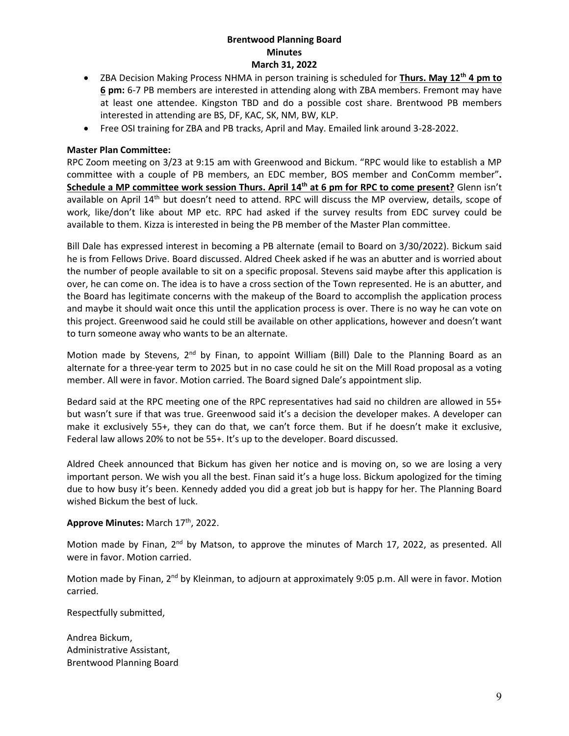- ZBA Decision Making Process NHMA in person training is scheduled for **<u>Thurs. May 12th 4 pm to 6</u> pm:** 6-7 PB members are interested in attending along with ZBA members. Fremont may have at least one attendee. Kingston TBD and do a possible cost share. Brentwood PB members interested in attending are BS, DF, KAC, SK, NM, BW, KLP.
- Free OSI training for ZBA and PB tracks, April and May. Emailed link around 3-28-2022.

**Master Plan Committee:**

RPC Zoom meeting on 3/23 at 9:15 am with Greenwood and Bickum. "RPC would like to establish a MP committee with a couple of PB members, an EDC member, BOS member and ConComm member"**.** **<u>Schedule a MP committee work session Thurs. April 14th at 6 pm for RPC to come present?</u>** Glenn isn't available on April 14th but doesn't need to attend. RPC will discuss the MP overview, details, scope of work, like/don't like about MP etc. RPC had asked if the survey results from EDC survey could be available to them. Kizza is interested in being the PB member of the Master Plan committee.

Bill Dale has expressed interest in becoming a PB alternate (email to Board on 3/30/2022). Bickum said he is from Fellows Drive. Board discussed. Aldred Cheek asked if he was an abutter and is worried about the number of people available to sit on a specific proposal. Stevens said maybe after this application is over, he can come on. The idea is to have a cross section of the Town represented. He is an abutter, and the Board has legitimate concerns with the makeup of the Board to accomplish the application process and maybe it should wait once this until the application process is over. There is no way he can vote on this project. Greenwood said he could still be available on other applications, however and doesn't want to turn someone away who wants to be an alternate.

Motion made by Stevens, 2nd by Finan, to appoint William (Bill) Dale to the Planning Board as an alternate for a three-year term to 2025 but in no case could he sit on the Mill Road proposal as a voting member. All were in favor. Motion carried. The Board signed Dale's appointment slip.

Bedard said at the RPC meeting one of the RPC representatives had said no children are allowed in 55+ but wasn't sure if that was true. Greenwood said it's a decision the developer makes. A developer can make it exclusively 55+, they can do that, we can't force them. But if he doesn't make it exclusive, Federal law allows 20% to not be 55+. It's up to the developer. Board discussed.

Aldred Cheek announced that Bickum has given her notice and is moving on, so we are losing a very important person. We wish you all the best. Finan said it's a huge loss. Bickum apologized for the timing due to how busy it's been. Kennedy added you did a great job but is happy for her. The Planning Board wished Bickum the best of luck.

**Approve Minutes:** March 17th, 2022.

Motion made by Finan, 2nd by Matson, to approve the minutes of March 17, 2022, as presented. All were in favor. Motion carried.

Motion made by Finan, 2nd by Kleinman, to adjourn at approximately 9:05 p.m. All were in favor. Motion carried.

Respectfully submitted,

Andrea Bickum,
Administrative Assistant,
Brentwood Planning Board